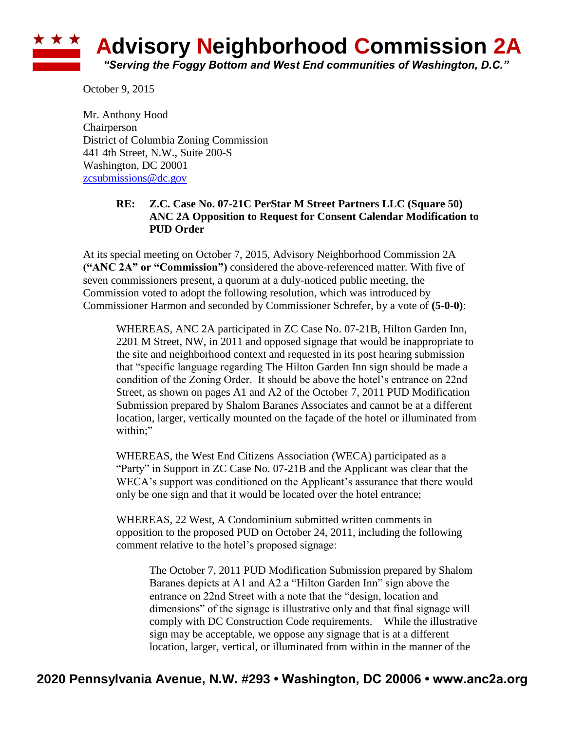# Advisory Neighborhood Commission 2A

*"Serving the Foggy Bottom and West End communities of Washington, D.C."*

October 9, 2015

Mr. Anthony Hood
Chairperson
District of Columbia Zoning Commission
441 4th Street, N.W., Suite 200-S
Washington, DC 20001
zcsubmissions@dc.gov

> **RE: Z.C. Case No. 07-21C PerStar M Street Partners LLC (Square 50) ANC 2A Opposition to Request for Consent Calendar Modification to PUD Order**

At its special meeting on October 7, 2015, Advisory Neighborhood Commission 2A **("ANC 2A" or "Commission")** considered the above-referenced matter. With five of seven commissioners present, a quorum at a duly-noticed public meeting, the Commission voted to adopt the following resolution, which was introduced by Commissioner Harmon and seconded by Commissioner Schrefer, by a vote of **(5-0-0)**:

> WHEREAS, ANC 2A participated in ZC Case No. 07-21B, Hilton Garden Inn, 2201 M Street, NW, in 2011 and opposed signage that would be inappropriate to the site and neighborhood context and requested in its post hearing submission that "specific language regarding The Hilton Garden Inn sign should be made a condition of the Zoning Order. It should be above the hotel's entrance on 22nd Street, as shown on pages A1 and A2 of the October 7, 2011 PUD Modification Submission prepared by Shalom Baranes Associates and cannot be at a different location, larger, vertically mounted on the façade of the hotel or illuminated from within;"
>
> WHEREAS, the West End Citizens Association (WECA) participated as a "Party" in Support in ZC Case No. 07-21B and the Applicant was clear that the WECA's support was conditioned on the Applicant's assurance that there would only be one sign and that it would be located over the hotel entrance;
>
> WHEREAS, 22 West, A Condominium submitted written comments in opposition to the proposed PUD on October 24, 2011, including the following comment relative to the hotel's proposed signage:
>
> > The October 7, 2011 PUD Modification Submission prepared by Shalom Baranes depicts at A1 and A2 a "Hilton Garden Inn" sign above the entrance on 22nd Street with a note that the "design, location and dimensions" of the signage is illustrative only and that final signage will comply with DC Construction Code requirements. While the illustrative sign may be acceptable, we oppose any signage that is at a different location, larger, vertical, or illuminated from within in the manner of the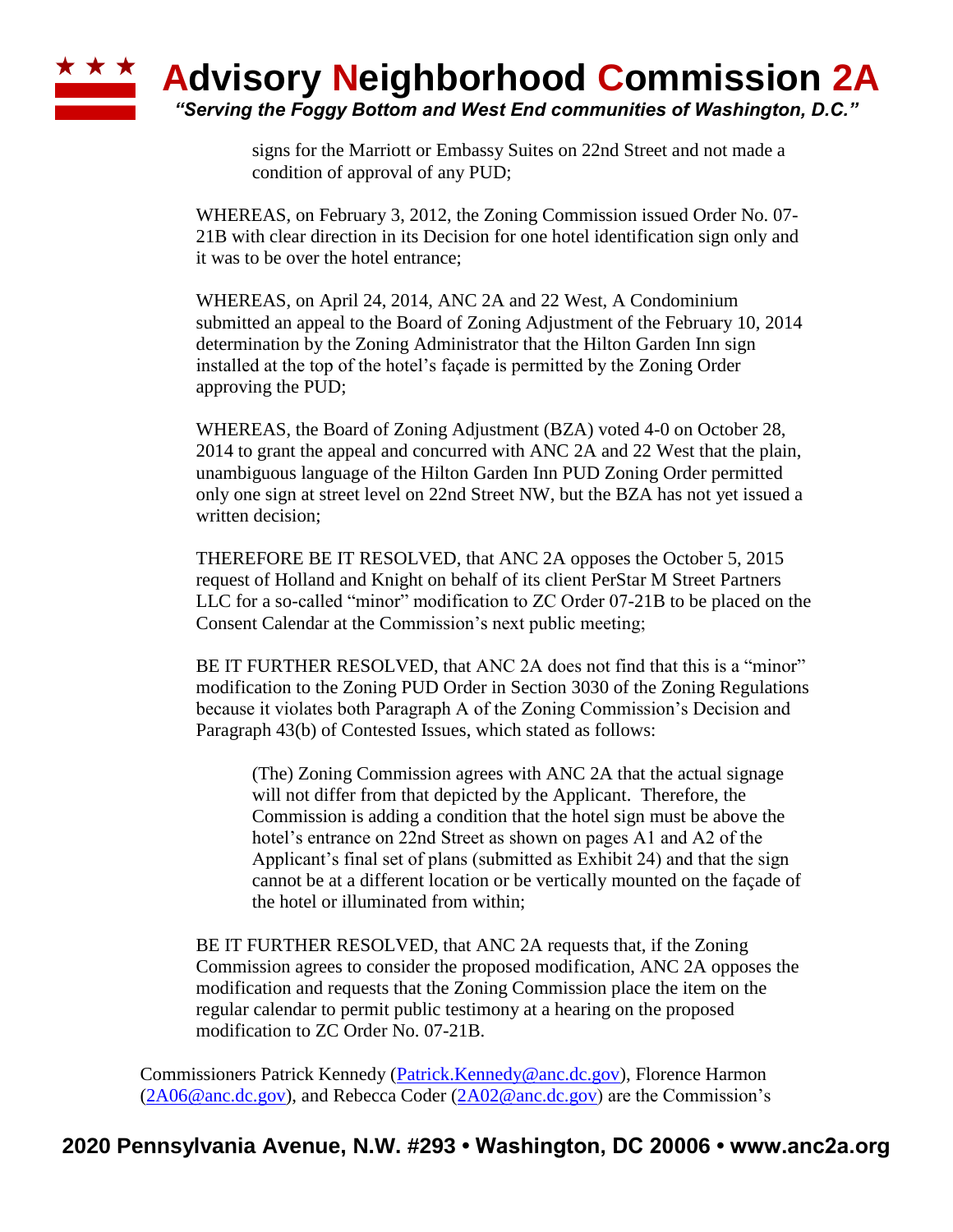signs for the Marriott or Embassy Suites on 22nd Street and not made a condition of approval of any PUD;

WHEREAS, on February 3, 2012, the Zoning Commission issued Order No. 07-21B with clear direction in its Decision for one hotel identification sign only and it was to be over the hotel entrance;

WHEREAS, on April 24, 2014, ANC 2A and 22 West, A Condominium submitted an appeal to the Board of Zoning Adjustment of the February 10, 2014 determination by the Zoning Administrator that the Hilton Garden Inn sign installed at the top of the hotel's façade is permitted by the Zoning Order approving the PUD;

WHEREAS, the Board of Zoning Adjustment (BZA) voted 4-0 on October 28, 2014 to grant the appeal and concurred with ANC 2A and 22 West that the plain, unambiguous language of the Hilton Garden Inn PUD Zoning Order permitted only one sign at street level on 22nd Street NW, but the BZA has not yet issued a written decision;

THEREFORE BE IT RESOLVED, that ANC 2A opposes the October 5, 2015 request of Holland and Knight on behalf of its client PerStar M Street Partners LLC for a so-called "minor" modification to ZC Order 07-21B to be placed on the Consent Calendar at the Commission's next public meeting;

BE IT FURTHER RESOLVED, that ANC 2A does not find that this is a "minor" modification to the Zoning PUD Order in Section 3030 of the Zoning Regulations because it violates both Paragraph A of the Zoning Commission's Decision and Paragraph 43(b) of Contested Issues, which stated as follows:

> (The) Zoning Commission agrees with ANC 2A that the actual signage will not differ from that depicted by the Applicant. Therefore, the Commission is adding a condition that the hotel sign must be above the hotel's entrance on 22nd Street as shown on pages A1 and A2 of the Applicant's final set of plans (submitted as Exhibit 24) and that the sign cannot be at a different location or be vertically mounted on the façade of the hotel or illuminated from within;

BE IT FURTHER RESOLVED, that ANC 2A requests that, if the Zoning Commission agrees to consider the proposed modification, ANC 2A opposes the modification and requests that the Zoning Commission place the item on the regular calendar to permit public testimony at a hearing on the proposed modification to ZC Order No. 07-21B.

Commissioners Patrick Kennedy (Patrick.Kennedy@anc.dc.gov), Florence Harmon (2A06@anc.dc.gov), and Rebecca Coder (2A02@anc.dc.gov) are the Commission's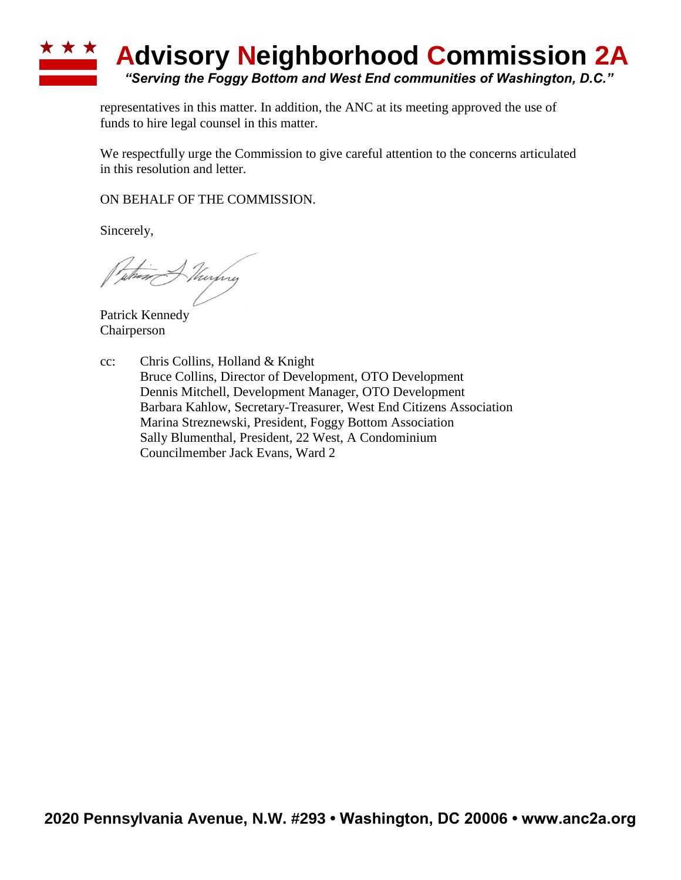representatives in this matter. In addition, the ANC at its meeting approved the use of funds to hire legal counsel in this matter.

We respectfully urge the Commission to give careful attention to the concerns articulated in this resolution and letter.

ON BEHALF OF THE COMMISSION.

Sincerely,

Patrick Kennedy
Chairperson

cc: Chris Collins, Holland & Knight
Bruce Collins, Director of Development, OTO Development
Dennis Mitchell, Development Manager, OTO Development
Barbara Kahlow, Secretary-Treasurer, West End Citizens Association
Marina Streznewski, President, Foggy Bottom Association
Sally Blumenthal, President, 22 West, A Condominium
Councilmember Jack Evans, Ward 2